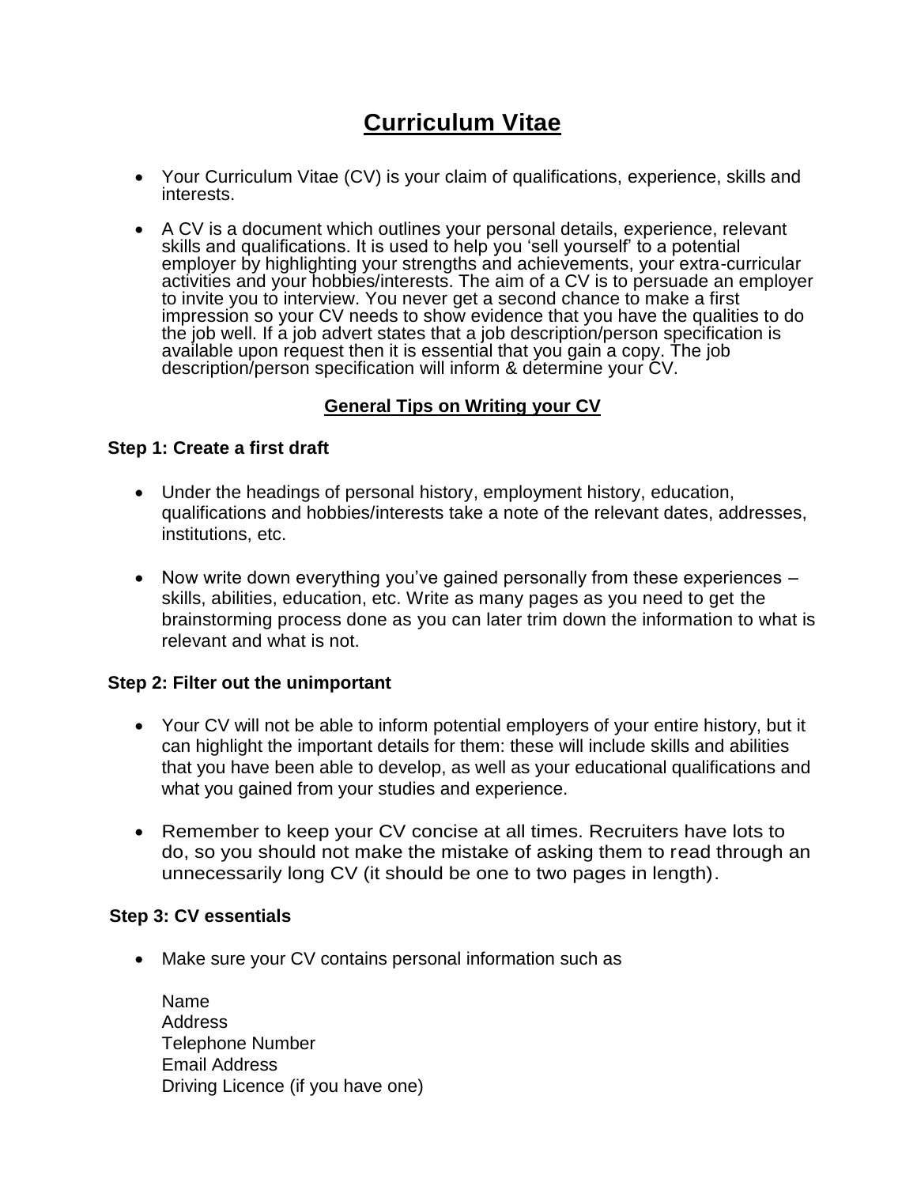# Curriculum Vitae

- Your Curriculum Vitae (CV) is your claim of qualifications, experience, skills and interests.
- A CV is a document which outlines your personal details, experience, relevant skills and qualifications. It is used to help you 'sell yourself' to a potential employer by highlighting your strengths and achievements, your extra-curricular activities and your hobbies/interests. The aim of a CV is to persuade an employer to invite you to interview. You never get a second chance to make a first impression so your CV needs to show evidence that you have the qualities to do the job well. If a job advert states that a job description/person specification is available upon request then it is essential that you gain a copy. The job description/person specification will inform & determine your CV.

## General Tips on Writing your CV

### Step 1: Create a first draft

- Under the headings of personal history, employment history, education, qualifications and hobbies/interests take a note of the relevant dates, addresses, institutions, etc.
- Now write down everything you've gained personally from these experiences – skills, abilities, education, etc. Write as many pages as you need to get the brainstorming process done as you can later trim down the information to what is relevant and what is not.

### Step 2: Filter out the unimportant

- Your CV will not be able to inform potential employers of your entire history, but it can highlight the important details for them: these will include skills and abilities that you have been able to develop, as well as your educational qualifications and what you gained from your studies and experience.
- Remember to keep your CV concise at all times. Recruiters have lots to do, so you should not make the mistake of asking them to read through an unnecessarily long CV (it should be one to two pages in length).

### Step 3: CV essentials

- Make sure your CV contains personal information such as

  Name
  Address
  Telephone Number
  Email Address
  Driving Licence (if you have one)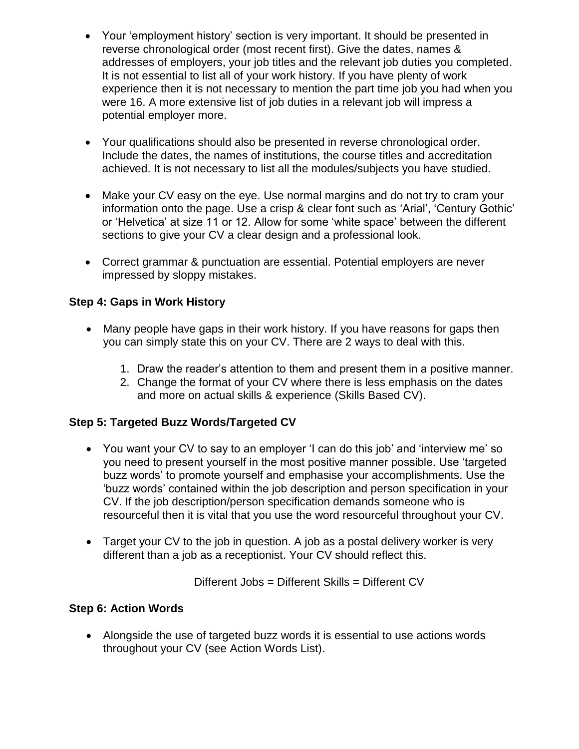- Your 'employment history' section is very important. It should be presented in reverse chronological order (most recent first). Give the dates, names & addresses of employers, your job titles and the relevant job duties you completed. It is not essential to list all of your work history. If you have plenty of work experience then it is not necessary to mention the part time job you had when you were 16. A more extensive list of job duties in a relevant job will impress a potential employer more.

- Your qualifications should also be presented in reverse chronological order. Include the dates, the names of institutions, the course titles and accreditation achieved. It is not necessary to list all the modules/subjects you have studied.

- Make your CV easy on the eye. Use normal margins and do not try to cram your information onto the page. Use a crisp & clear font such as 'Arial', 'Century Gothic' or 'Helvetica' at size 11 or 12. Allow for some 'white space' between the different sections to give your CV a clear design and a professional look.

- Correct grammar & punctuation are essential. Potential employers are never impressed by sloppy mistakes.

**Step 4: Gaps in Work History**

- Many people have gaps in their work history. If you have reasons for gaps then you can simply state this on your CV. There are 2 ways to deal with this.

  1. Draw the reader's attention to them and present them in a positive manner.
  2. Change the format of your CV where there is less emphasis on the dates and more on actual skills & experience (Skills Based CV).

**Step 5: Targeted Buzz Words/Targeted CV**

- You want your CV to say to an employer 'I can do this job' and 'interview me' so you need to present yourself in the most positive manner possible. Use 'targeted buzz words' to promote yourself and emphasise your accomplishments. Use the 'buzz words' contained within the job description and person specification in your CV. If the job description/person specification demands someone who is resourceful then it is vital that you use the word resourceful throughout your CV.

- Target your CV to the job in question. A job as a postal delivery worker is very different than a job as a receptionist. Your CV should reflect this.

Different Jobs = Different Skills = Different CV

**Step 6: Action Words**

- Alongside the use of targeted buzz words it is essential to use actions words throughout your CV (see Action Words List).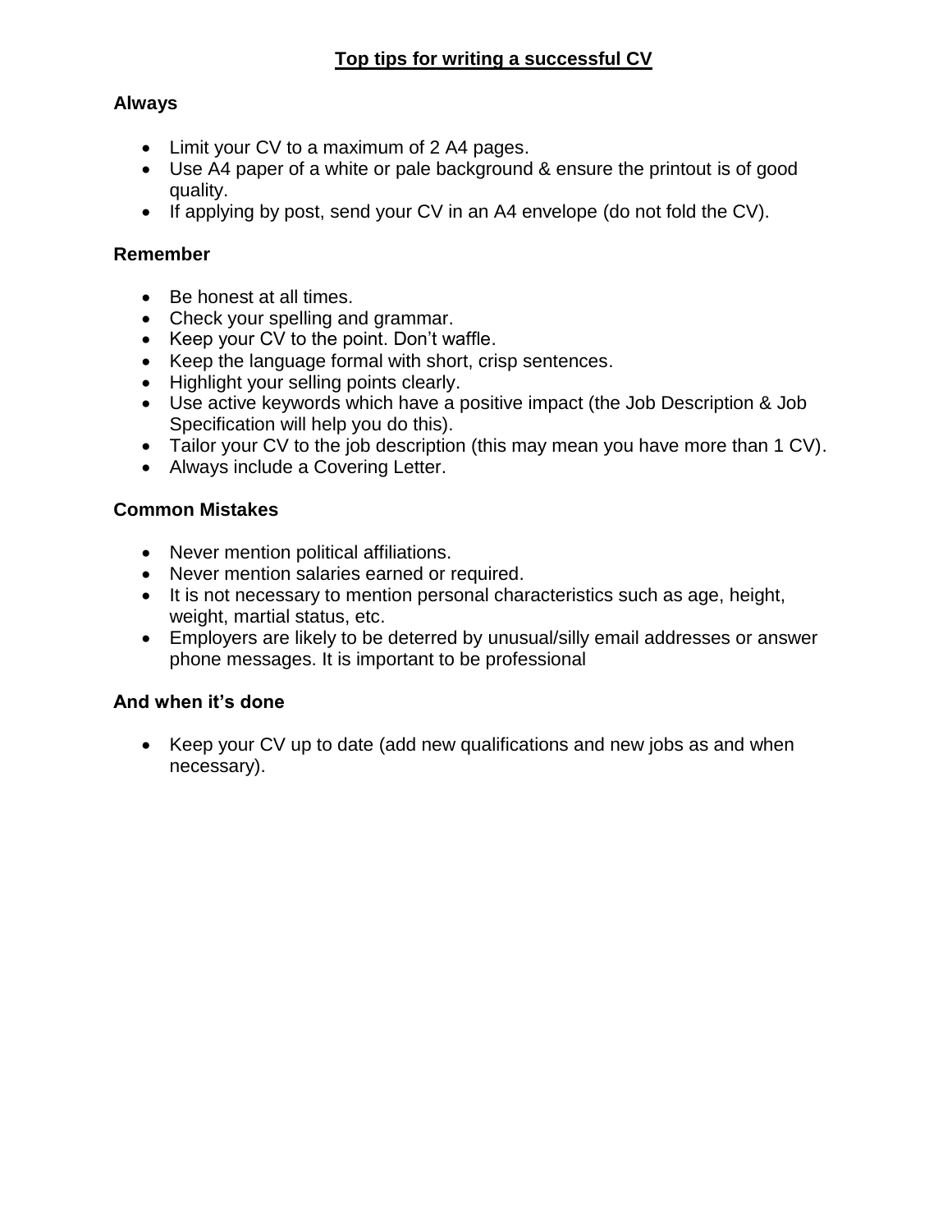# Top tips for writing a successful CV

## Always

- Limit your CV to a maximum of 2 A4 pages.
- Use A4 paper of a white or pale background & ensure the printout is of good quality.
- If applying by post, send your CV in an A4 envelope (do not fold the CV).

## Remember

- Be honest at all times.
- Check your spelling and grammar.
- Keep your CV to the point. Don't waffle.
- Keep the language formal with short, crisp sentences.
- Highlight your selling points clearly.
- Use active keywords which have a positive impact (the Job Description & Job Specification will help you do this).
- Tailor your CV to the job description (this may mean you have more than 1 CV).
- Always include a Covering Letter.

## Common Mistakes

- Never mention political affiliations.
- Never mention salaries earned or required.
- It is not necessary to mention personal characteristics such as age, height, weight, martial status, etc.
- Employers are likely to be deterred by unusual/silly email addresses or answer phone messages. It is important to be professional

## And when it's done

- Keep your CV up to date (add new qualifications and new jobs as and when necessary).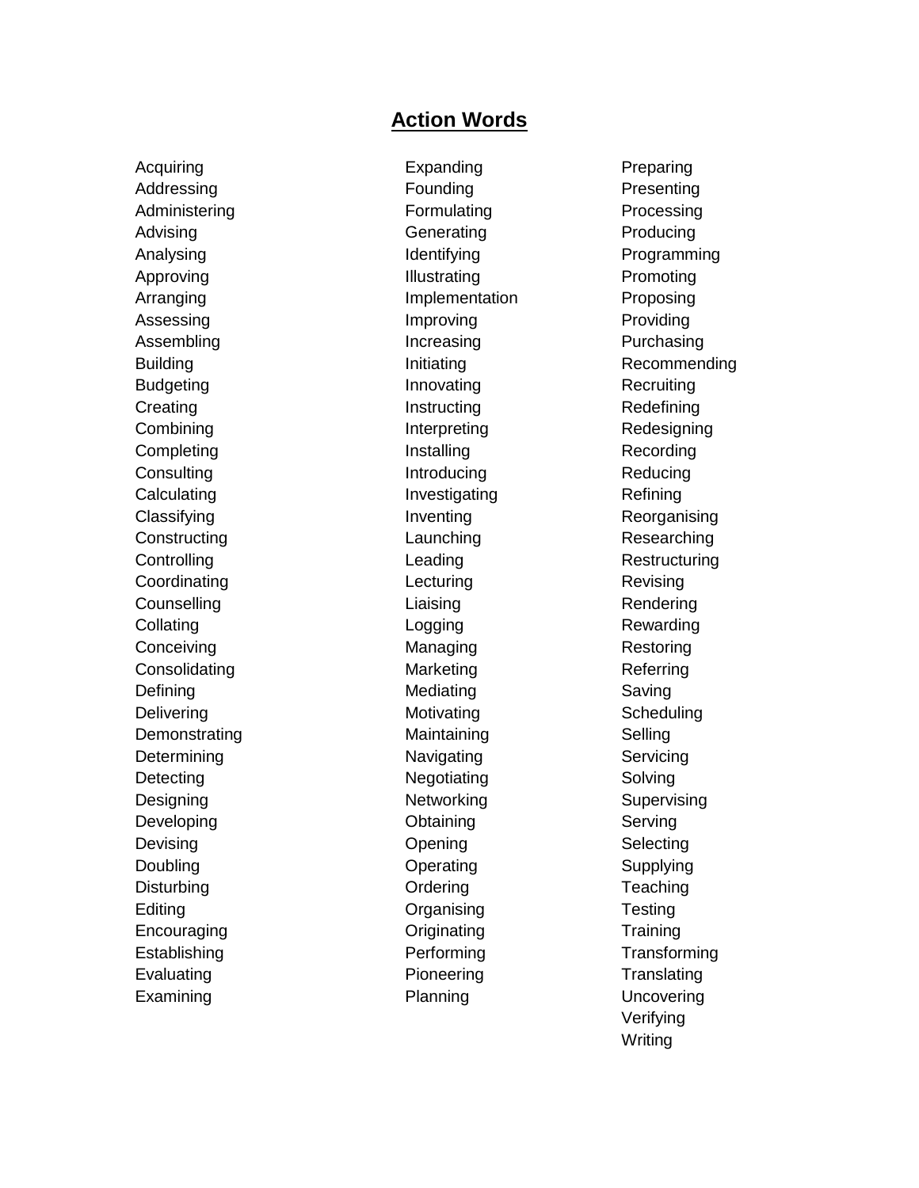## Action Words

Acquiring
Addressing
Administering
Advising
Analysing
Approving
Arranging
Assessing
Assembling
Building
Budgeting
Creating
Combining
Completing
Consulting
Calculating
Classifying
Constructing
Controlling
Coordinating
Counselling
Collating
Conceiving
Consolidating
Defining
Delivering
Demonstrating
Determining
Detecting
Designing
Developing
Devising
Doubling
Disturbing
Editing
Encouraging
Establishing
Evaluating
Examining

Expanding
Founding
Formulating
Generating
Identifying
Illustrating
Implementation
Improving
Increasing
Initiating
Innovating
Instructing
Interpreting
Installing
Introducing
Investigating
Inventing
Launching
Leading
Lecturing
Liaising
Logging
Managing
Marketing
Mediating
Motivating
Maintaining
Navigating
Negotiating
Networking
Obtaining
Opening
Operating
Ordering
Organising
Originating
Performing
Pioneering
Planning

Preparing
Presenting
Processing
Producing
Programming
Promoting
Proposing
Providing
Purchasing
Recommending
Recruiting
Redefining
Redesigning
Recording
Reducing
Refining
Reorganising
Researching
Restructuring
Revising
Rendering
Rewarding
Restoring
Referring
Saving
Scheduling
Selling
Servicing
Solving
Supervising
Serving
Selecting
Supplying
Teaching
Testing
Training
Transforming
Translating
Uncovering
Verifying
Writing